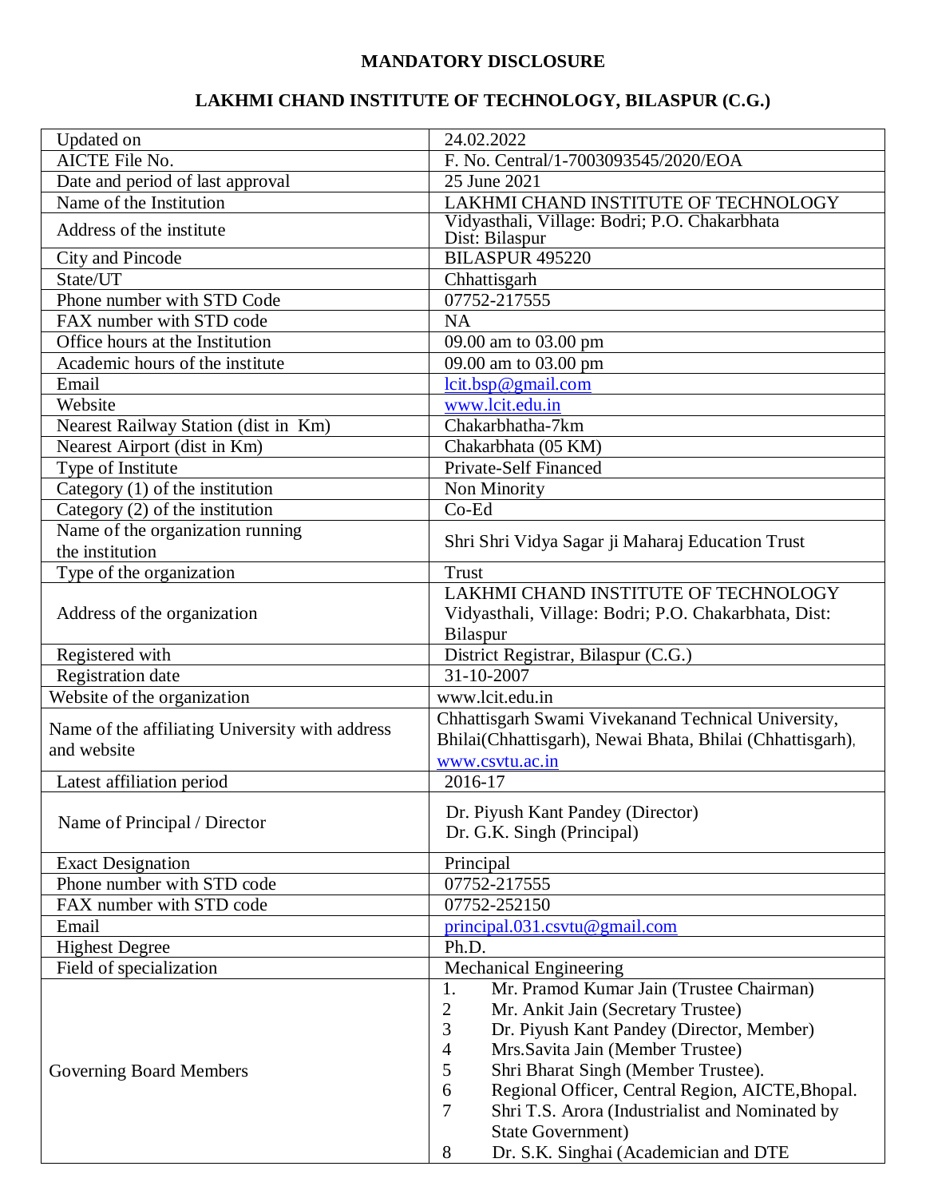# MANDATORY DISCLOSURE

## LAKHMI CHAND INSTITUTE OF TECHNOLOGY, BILASPUR (C.G.)

| | |
|---|---|
| Updated on | 24.02.2022 |
| AICTE File No. | F. No. Central/1-7003093545/2020/EOA |
| Date and period of last approval | 25 June 2021 |
| Name of the Institution | LAKHMI CHAND INSTITUTE OF TECHNOLOGY |
| Address of the institute | Vidyasthali, Village: Bodri; P.O. Chakarbhata Dist: Bilaspur |
| City and Pincode | BILASPUR 495220 |
| State/UT | Chhattisgarh |
| Phone number with STD Code | 07752-217555 |
| FAX number with STD code | NA |
| Office hours at the Institution | 09.00 am to 03.00 pm |
| Academic hours of the institute | 09.00 am to 03.00 pm |
| Email | lcit.bsp@gmail.com |
| Website | www.lcit.edu.in |
| Nearest Railway Station (dist in Km) | Chakarbhatha-7km |
| Nearest Airport (dist in Km) | Chakarbhata (05 KM) |
| Type of Institute | Private-Self Financed |
| Category (1) of the institution | Non Minority |
| Category (2) of the institution | Co-Ed |
| Name of the organization running the institution | Shri Shri Vidya Sagar ji Maharaj Education Trust |
| Type of the organization | Trust |
| Address of the organization | LAKHMI CHAND INSTITUTE OF TECHNOLOGY Vidyasthali, Village: Bodri; P.O. Chakarbhata, Dist: Bilaspur |
| Registered with | District Registrar, Bilaspur (C.G.) |
| Registration date | 31-10-2007 |
| Website of the organization | www.lcit.edu.in |
| Name of the affiliating University with address and website | Chhattisgarh Swami Vivekanand Technical University, Bhilai(Chhattisgarh), Newai Bhata, Bhilai (Chhattisgarh), www.csvtu.ac.in |
| Latest affiliation period | 2016-17 |
| Name of Principal / Director | Dr. Piyush Kant Pandey (Director)<br>Dr. G.K. Singh (Principal) |
| Exact Designation | Principal |
| Phone number with STD code | 07752-217555 |
| FAX number with STD code | 07752-252150 |
| Email | principal.031.csvtu@gmail.com |
| Highest Degree | Ph.D. |
| Field of specialization | Mechanical Engineering |
| Governing Board Members | 1. Mr. Pramod Kumar Jain (Trustee Chairman)<br>2 Mr. Ankit Jain (Secretary Trustee)<br>3 Dr. Piyush Kant Pandey (Director, Member)<br>4 Mrs.Savita Jain (Member Trustee)<br>5 Shri Bharat Singh (Member Trustee).<br>6 Regional Officer, Central Region, AICTE,Bhopal.<br>7 Shri T.S. Arora (Industrialist and Nominated by State Government)<br>8 Dr. S.K. Singhai (Academician and DTE |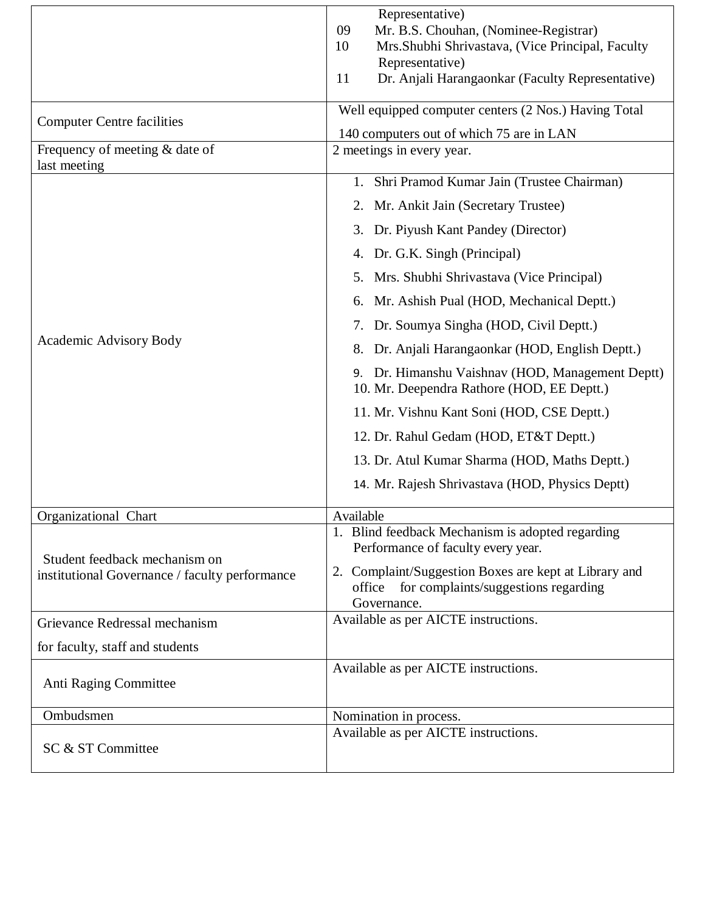| | |
|---|---|
| | Representative)<br>09 Mr. B.S. Chouhan, (Nominee-Registrar)<br>10 Mrs.Shubhi Shrivastava, (Vice Principal, Faculty Representative)<br>11 Dr. Anjali Harangaonkar (Faculty Representative) |
| Computer Centre facilities | Well equipped computer centers (2 Nos.) Having Total 140 computers out of which 75 are in LAN |
| Frequency of meeting & date of last meeting | 2 meetings in every year. |
| Academic Advisory Body | 1. Shri Pramod Kumar Jain (Trustee Chairman)<br>2. Mr. Ankit Jain (Secretary Trustee)<br>3. Dr. Piyush Kant Pandey (Director)<br>4. Dr. G.K. Singh (Principal)<br>5. Mrs. Shubhi Shrivastava (Vice Principal)<br>6. Mr. Ashish Pual (HOD, Mechanical Deptt.)<br>7. Dr. Soumya Singha (HOD, Civil Deptt.)<br>8. Dr. Anjali Harangaonkar (HOD, English Deptt.)<br>9. Dr. Himanshu Vaishnav (HOD, Management Deptt)<br>10. Mr. Deependra Rathore (HOD, EE Deptt.)<br>11. Mr. Vishnu Kant Soni (HOD, CSE Deptt.)<br>12. Dr. Rahul Gedam (HOD, ET&T Deptt.)<br>13. Dr. Atul Kumar Sharma (HOD, Maths Deptt.)<br>14. Mr. Rajesh Shrivastava (HOD, Physics Deptt) |
| Organizational Chart | Available |
| Student feedback mechanism on institutional Governance / faculty performance | 1. Blind feedback Mechanism is adopted regarding Performance of faculty every year.<br>2. Complaint/Suggestion Boxes are kept at Library and office for complaints/suggestions regarding Governance. |
| Grievance Redressal mechanism for faculty, staff and students | Available as per AICTE instructions. |
| Anti Raging Committee | Available as per AICTE instructions. |
| Ombudsmen | Nomination in process. |
| SC & ST Committee | Available as per AICTE instructions. |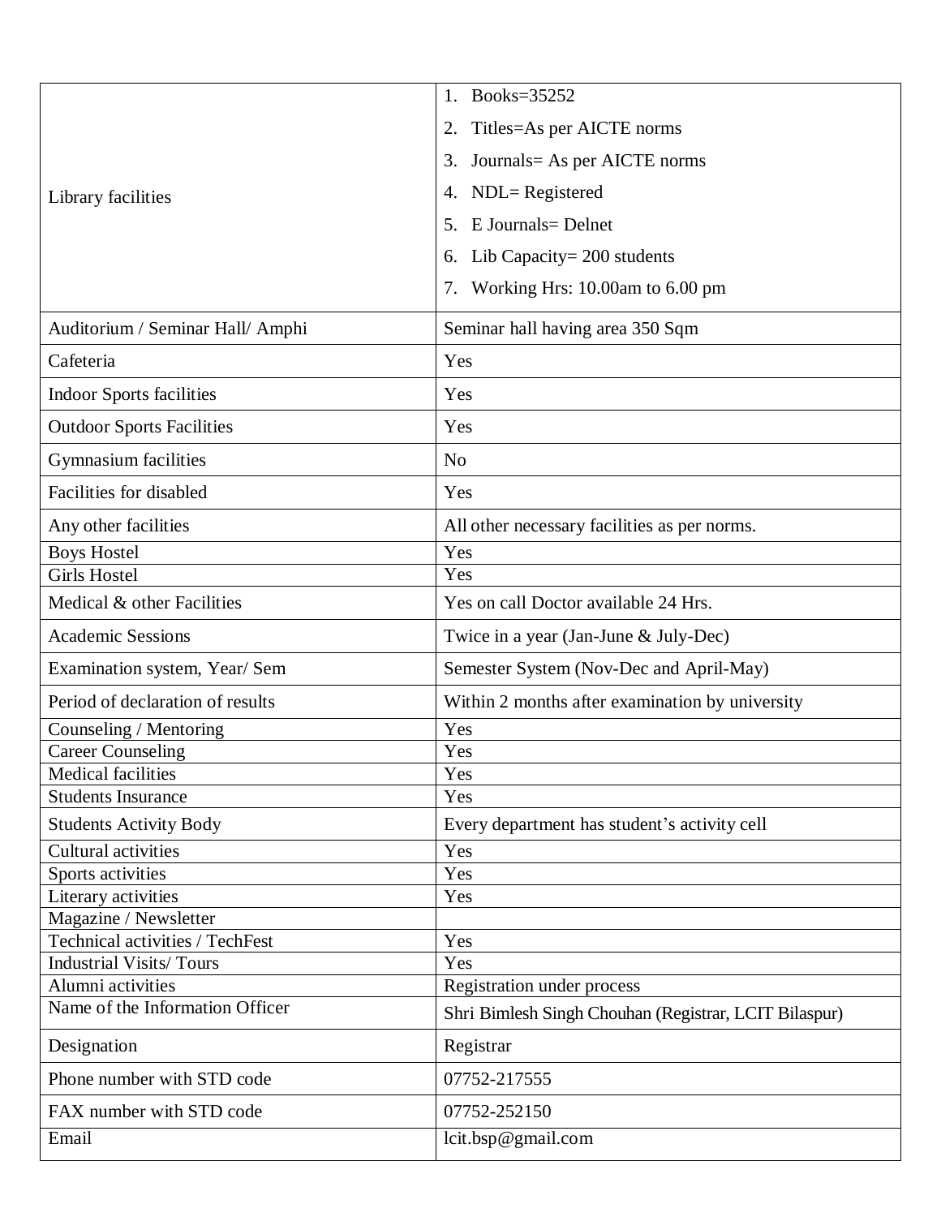| | |
|---|---|
| Library facilities | 1. Books=35252<br>2. Titles=As per AICTE norms<br>3. Journals= As per AICTE norms<br>4. NDL= Registered<br>5. E Journals= Delnet<br>6. Lib Capacity= 200 students<br>7. Working Hrs: 10.00am to 6.00 pm |
| Auditorium / Seminar Hall/ Amphi | Seminar hall having area 350 Sqm |
| Cafeteria | Yes |
| Indoor Sports facilities | Yes |
| Outdoor Sports Facilities | Yes |
| Gymnasium facilities | No |
| Facilities for disabled | Yes |
| Any other facilities | All other necessary facilities as per norms. |
| Boys Hostel | Yes |
| Girls Hostel | Yes |
| Medical & other Facilities | Yes on call Doctor available 24 Hrs. |
| Academic Sessions | Twice in a year (Jan-June & July-Dec) |
| Examination system, Year/ Sem | Semester System (Nov-Dec and April-May) |
| Period of declaration of results | Within 2 months after examination by university |
| Counseling / Mentoring | Yes |
| Career Counseling | Yes |
| Medical facilities | Yes |
| Students Insurance | Yes |
| Students Activity Body | Every department has student's activity cell |
| Cultural activities | Yes |
| Sports activities | Yes |
| Literary activities | Yes |
| Magazine / Newsletter | |
| Technical activities / TechFest | Yes |
| Industrial Visits/ Tours | Yes |
| Alumni activities | Registration under process |
| Name of the Information Officer | Shri Bimlesh Singh Chouhan (Registrar, LCIT Bilaspur) |
| Designation | Registrar |
| Phone number with STD code | 07752-217555 |
| FAX number with STD code | 07752-252150 |
| Email | lcit.bsp@gmail.com |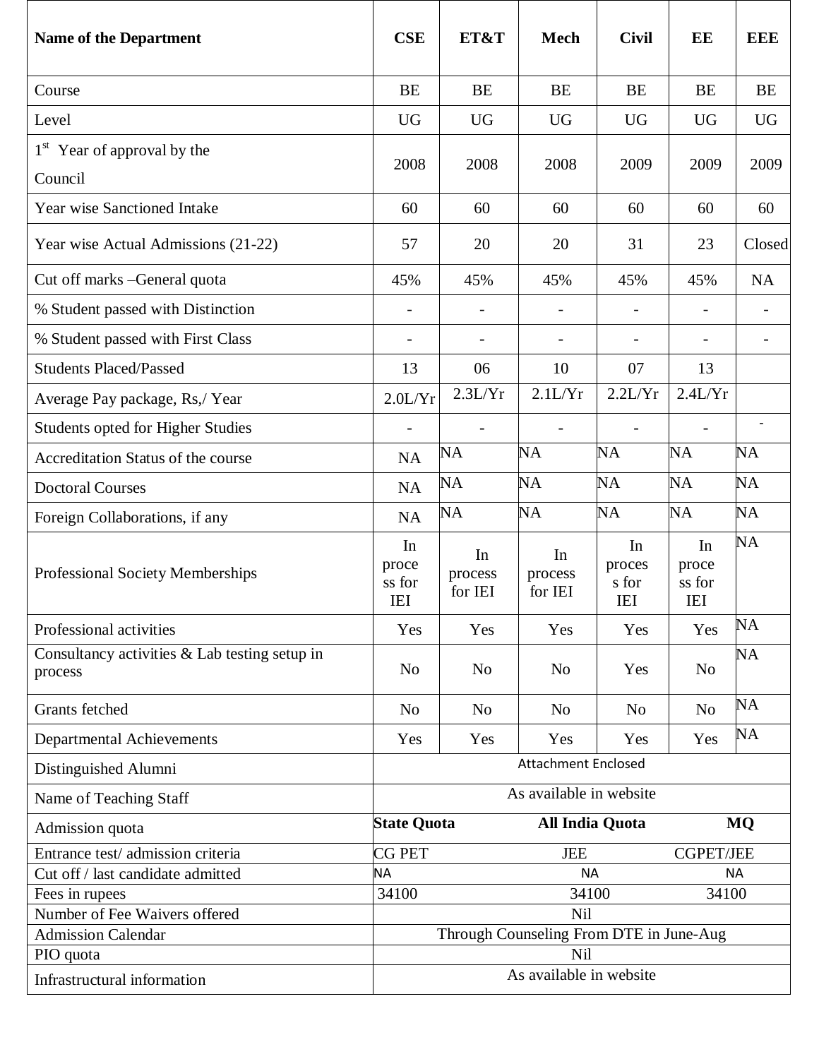| Name of the Department | CSE | ET&T | Mech | Civil | EE | EEE |
|---|---|---|---|---|---|---|
| Course | BE | BE | BE | BE | BE | BE |
| Level | UG | UG | UG | UG | UG | UG |
| 1st Year of approval by the Council | 2008 | 2008 | 2008 | 2009 | 2009 | 2009 |
| Year wise Sanctioned Intake | 60 | 60 | 60 | 60 | 60 | 60 |
| Year wise Actual Admissions (21-22) | 57 | 20 | 20 | 31 | 23 | Closed |
| Cut off marks –General quota | 45% | 45% | 45% | 45% | 45% | NA |
| % Student passed with Distinction | - | - | - | - | - | - |
| % Student passed with First Class | - | - | - | - | - | - |
| Students Placed/Passed | 13 | 06 | 10 | 07 | 13 | |
| Average Pay package, Rs,/ Year | 2.0L/Yr | 2.3L/Yr | 2.1L/Yr | 2.2L/Yr | 2.4L/Yr | |
| Students opted for Higher Studies | - | - | - | - | - | - |
| Accreditation Status of the course | NA | NA | NA | NA | NA | NA |
| Doctoral Courses | NA | NA | NA | NA | NA | NA |
| Foreign Collaborations, if any | NA | NA | NA | NA | NA | NA |
| Professional Society Memberships | In process for IEI | In process for IEI | In process for IEI | In process for IEI | In process for IEI | NA |
| Professional activities | Yes | Yes | Yes | Yes | Yes | NA |
| Consultancy activities & Lab testing setup in process | No | No | No | Yes | No | NA |
| Grants fetched | No | No | No | No | No | NA |
| Departmental Achievements | Yes | Yes | Yes | Yes | Yes | NA |
| Distinguished Alumni | Attachment Enclosed | | | | | |
| Name of Teaching Staff | As available in website | | | | | |
| Admission quota | **State Quota** | | **All India Quota** | | **MQ** | |
| Entrance test/ admission criteria | CG PET | | JEE | | CGPET/JEE | |
| Cut off / last candidate admitted | NA | | NA | | NA | |
| Fees in rupees | 34100 | | 34100 | | 34100 | |
| Number of Fee Waivers offered | Nil | | | | | |
| Admission Calendar | Through Counseling From DTE in June-Aug | | | | | |
| PIO quota | Nil | | | | | |
| Infrastructural information | As available in website | | | | | |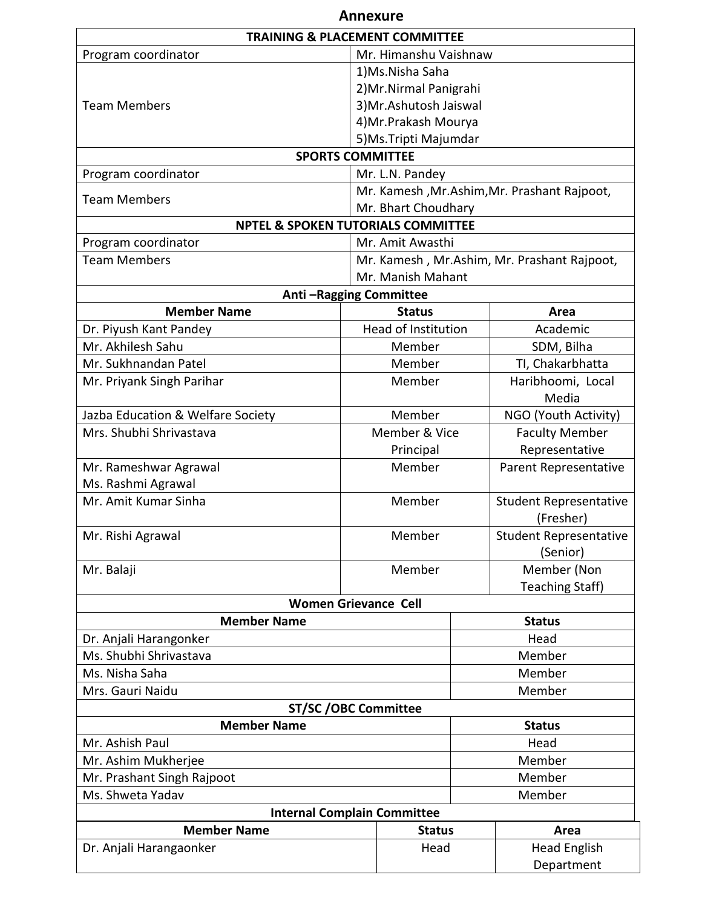# Annexure

| TRAINING & PLACEMENT COMMITTEE | |
|---|---|
| Program coordinator | Mr. Himanshu Vaishnaw |
| Team Members | 1)Ms.Nisha Saha<br>2)Mr.Nirmal Panigrahi<br>3)Mr.Ashutosh Jaiswal<br>4)Mr.Prakash Mourya<br>5)Ms.Tripti Majumdar |

| SPORTS COMMITTEE | |
|---|---|
| Program coordinator | Mr. L.N. Pandey |
| Team Members | Mr. Kamesh ,Mr.Ashim,Mr. Prashant Rajpoot, Mr. Bhart Choudhary |

| NPTEL & SPOKEN TUTORIALS COMMITTEE | |
|---|---|
| Program coordinator | Mr. Amit Awasthi |
| Team Members | Mr. Kamesh , Mr.Ashim, Mr. Prashant Rajpoot, Mr. Manish Mahant |

**Anti –Ragging Committee**

| Member Name | Status | Area |
|---|---|---|
| Dr. Piyush Kant Pandey | Head of Institution | Academic |
| Mr. Akhilesh Sahu | Member | SDM, Bilha |
| Mr. Sukhnandan Patel | Member | TI, Chakarbhatta |
| Mr. Priyank Singh Parihar | Member | Haribhoomi, Local Media |
| Jazba Education & Welfare Society | Member | NGO (Youth Activity) |
| Mrs. Shubhi Shrivastava | Member & Vice Principal | Faculty Member Representative |
| Mr. Rameshwar Agrawal<br>Ms. Rashmi Agrawal | Member | Parent Representative |
| Mr. Amit Kumar Sinha | Member | Student Representative (Fresher) |
| Mr. Rishi Agrawal | Member | Student Representative (Senior) |
| Mr. Balaji | Member | Member (Non Teaching Staff) |

**Women Grievance Cell**

| Member Name | Status |
|---|---|
| Dr. Anjali Harangonker | Head |
| Ms. Shubhi Shrivastava | Member |
| Ms. Nisha Saha | Member |
| Mrs. Gauri Naidu | Member |

**ST/SC /OBC Committee**

| Member Name | Status |
|---|---|
| Mr. Ashish Paul | Head |
| Mr. Ashim Mukherjee | Member |
| Mr. Prashant Singh Rajpoot | Member |
| Ms. Shweta Yadav | Member |

**Internal Complain Committee**

| Member Name | Status | Area |
|---|---|---|
| Dr. Anjali Harangaonker | Head | Head English Department |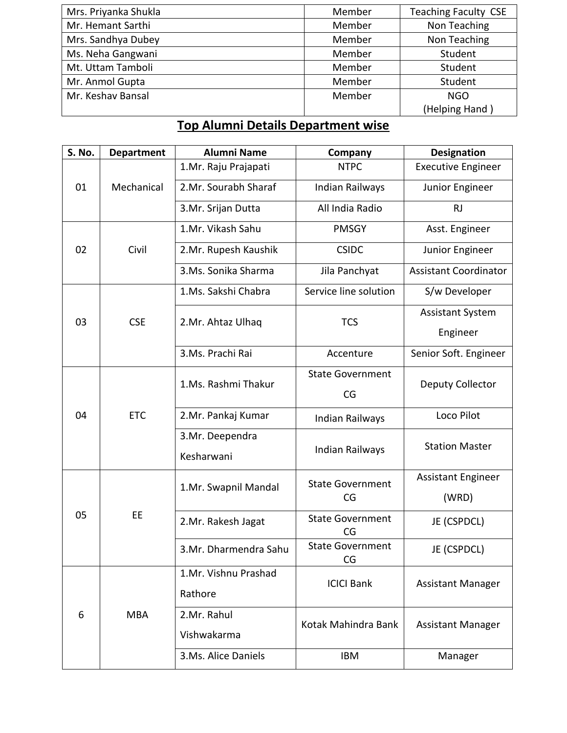| | | |
|---|---|---|
| Mrs. Priyanka Shukla | Member | Teaching Faculty CSE |
| Mr. Hemant Sarthi | Member | Non Teaching |
| Mrs. Sandhya Dubey | Member | Non Teaching |
| Ms. Neha Gangwani | Member | Student |
| Mt. Uttam Tamboli | Member | Student |
| Mr. Anmol Gupta | Member | Student |
| Mr. Keshav Bansal | Member | NGO (Helping Hand ) |

## Top Alumni Details Department wise

| S. No. | Department | Alumni Name | Company | Designation |
|---|---|---|---|---|
| 01 | Mechanical | 1.Mr. Raju Prajapati | NTPC | Executive Engineer |
| | | 2.Mr. Sourabh Sharaf | Indian Railways | Junior Engineer |
| | | 3.Mr. Srijan Dutta | All India Radio | RJ |
| 02 | Civil | 1.Mr. Vikash Sahu | PMSGY | Asst. Engineer |
| | | 2.Mr. Rupesh Kaushik | CSIDC | Junior Engineer |
| | | 3.Ms. Sonika Sharma | Jila Panchyat | Assistant Coordinator |
| 03 | CSE | 1.Ms. Sakshi Chabra | Service line solution | S/w Developer |
| | | 2.Mr. Ahtaz Ulhaq | TCS | Assistant System Engineer |
| | | 3.Ms. Prachi Rai | Accenture | Senior Soft. Engineer |
| 04 | ETC | 1.Ms. Rashmi Thakur | State Government CG | Deputy Collector |
| | | 2.Mr. Pankaj Kumar | Indian Railways | Loco Pilot |
| | | 3.Mr. Deependra Kesharwani | Indian Railways | Station Master |
| 05 | EE | 1.Mr. Swapnil Mandal | State Government CG | Assistant Engineer (WRD) |
| | | 2.Mr. Rakesh Jagat | State Government CG | JE (CSPDCL) |
| | | 3.Mr. Dharmendra Sahu | State Government CG | JE (CSPDCL) |
| 6 | MBA | 1.Mr. Vishnu Prashad Rathore | ICICI Bank | Assistant Manager |
| | | 2.Mr. Rahul Vishwakarma | Kotak Mahindra Bank | Assistant Manager |
| | | 3.Ms. Alice Daniels | IBM | Manager |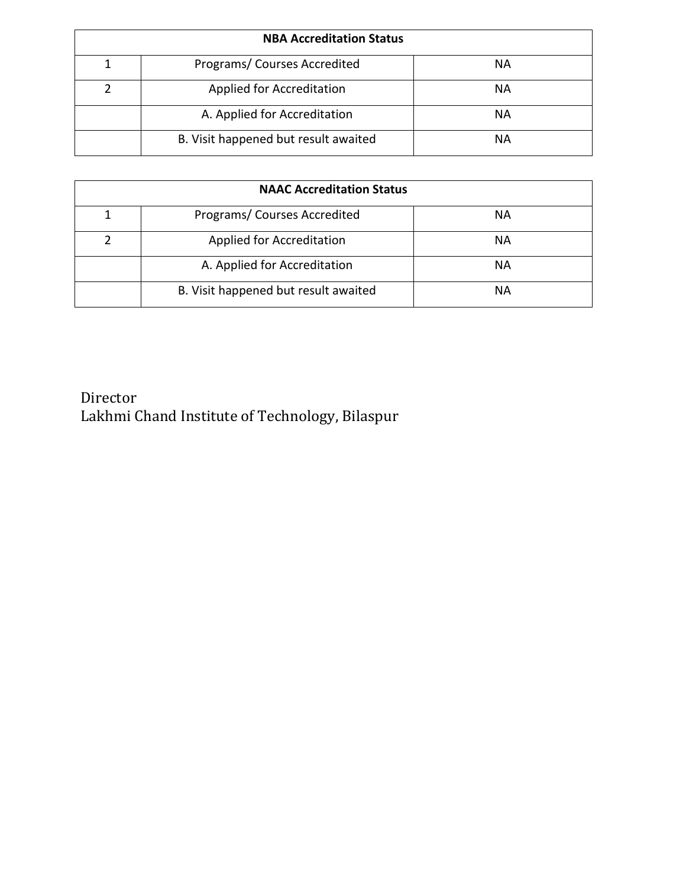| NBA Accreditation Status | | |
| --- | --- | --- |
| 1 | Programs/ Courses Accredited | NA |
| 2 | Applied for Accreditation | NA |
| | A. Applied for Accreditation | NA |
| | B. Visit happened but result awaited | NA |

| NAAC Accreditation Status | | |
| --- | --- | --- |
| 1 | Programs/ Courses Accredited | NA |
| 2 | Applied for Accreditation | NA |
| | A. Applied for Accreditation | NA |
| | B. Visit happened but result awaited | NA |

Director
Lakhmi Chand Institute of Technology, Bilaspur